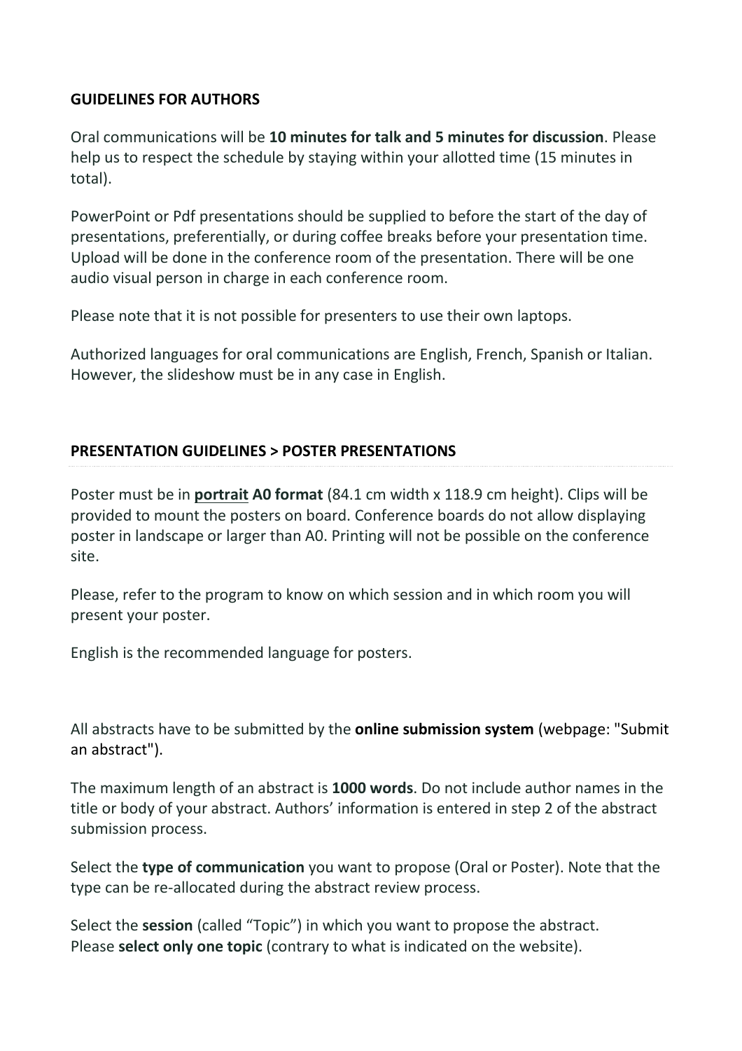## GUIDELINES FOR AUTHORS

Oral communications will be **10 minutes for talk and 5 minutes for discussion**. Please help us to respect the schedule by staying within your allotted time (15 minutes in total).

PowerPoint or Pdf presentations should be supplied to before the start of the day of presentations, preferentially, or during coffee breaks before your presentation time. Upload will be done in the conference room of the presentation. There will be one audio visual person in charge in each conference room.

Please note that it is not possible for presenters to use their own laptops.

Authorized languages for oral communications are English, French, Spanish or Italian. However, the slideshow must be in any case in English.

## PRESENTATION GUIDELINES > POSTER PRESENTATIONS

Poster must be in **portrait A0 format** (84.1 cm width x 118.9 cm height). Clips will be provided to mount the posters on board. Conference boards do not allow displaying poster in landscape or larger than A0. Printing will not be possible on the conference site.

Please, refer to the program to know on which session and in which room you will present your poster.

English is the recommended language for posters.

All abstracts have to be submitted by the **online submission system** (webpage: "Submit an abstract").

The maximum length of an abstract is **1000 words**. Do not include author names in the title or body of your abstract. Authors' information is entered in step 2 of the abstract submission process.

Select the **type of communication** you want to propose (Oral or Poster). Note that the type can be re-allocated during the abstract review process.

Select the **session** (called "Topic") in which you want to propose the abstract. Please **select only one topic** (contrary to what is indicated on the website).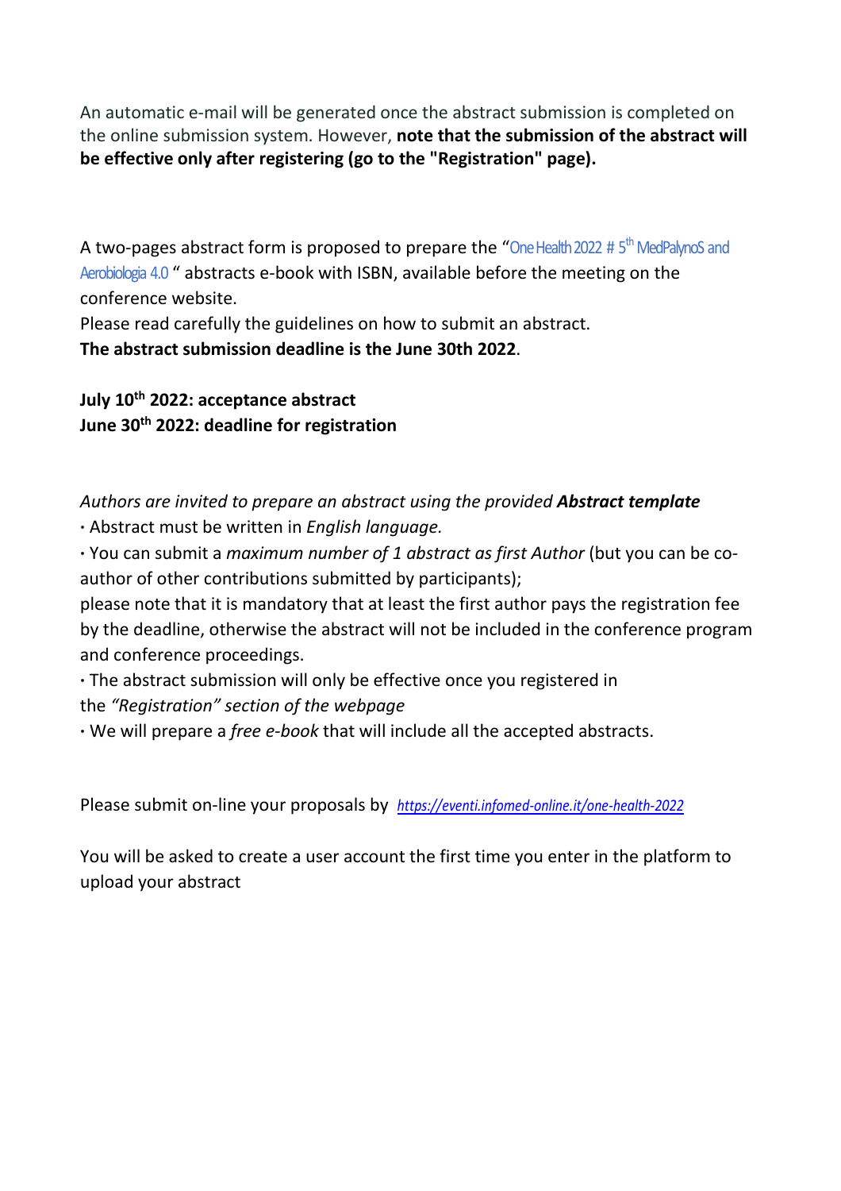An automatic e-mail will be generated once the abstract submission is completed on the online submission system. However, **note that the submission of the abstract will be effective only after registering (go to the "Registration" page).**

A two-pages abstract form is proposed to prepare the "One Health 2022 # 5th MedPalynoS and Aerobiologia 4.0 " abstracts e-book with ISBN, available before the meeting on the conference website.

Please read carefully the guidelines on how to submit an abstract.

**The abstract submission deadline is the June 30th 2022**.

**July 10th 2022: acceptance abstract**
**June 30th 2022: deadline for registration**

*Authors are invited to prepare an abstract using the provided* ***Abstract template***

· Abstract must be written in *English language.*

· You can submit a *maximum number of 1 abstract as first Author* (but you can be co-author of other contributions submitted by participants);

please note that it is mandatory that at least the first author pays the registration fee by the deadline, otherwise the abstract will not be included in the conference program and conference proceedings.

· The abstract submission will only be effective once you registered in the *"Registration" section of the webpage*

· We will prepare a *free e-book* that will include all the accepted abstracts.

Please submit on-line your proposals by *https://eventi.infomed-online.it/one-health-2022*

You will be asked to create a user account the first time you enter in the platform to upload your abstract